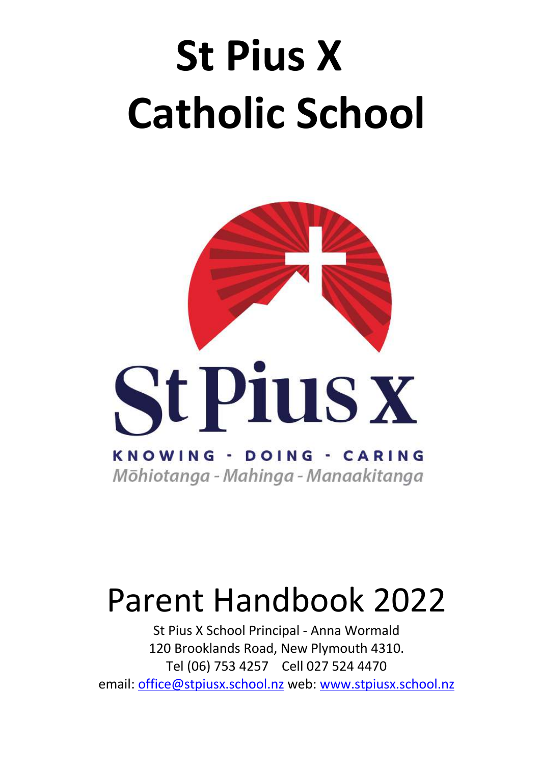# St Pius X Catholic School

St Pius X

KNOWING - DOING - CARING

*Mōhiotanga - Mahinga - Manaakitanga*

# Parent Handbook 2022

St Pius X School Principal - Anna Wormald
120 Brooklands Road, New Plymouth 4310.
Tel (06) 753 4257 Cell 027 524 4470
email: office@stpiusx.school.nz web: www.stpiusx.school.nz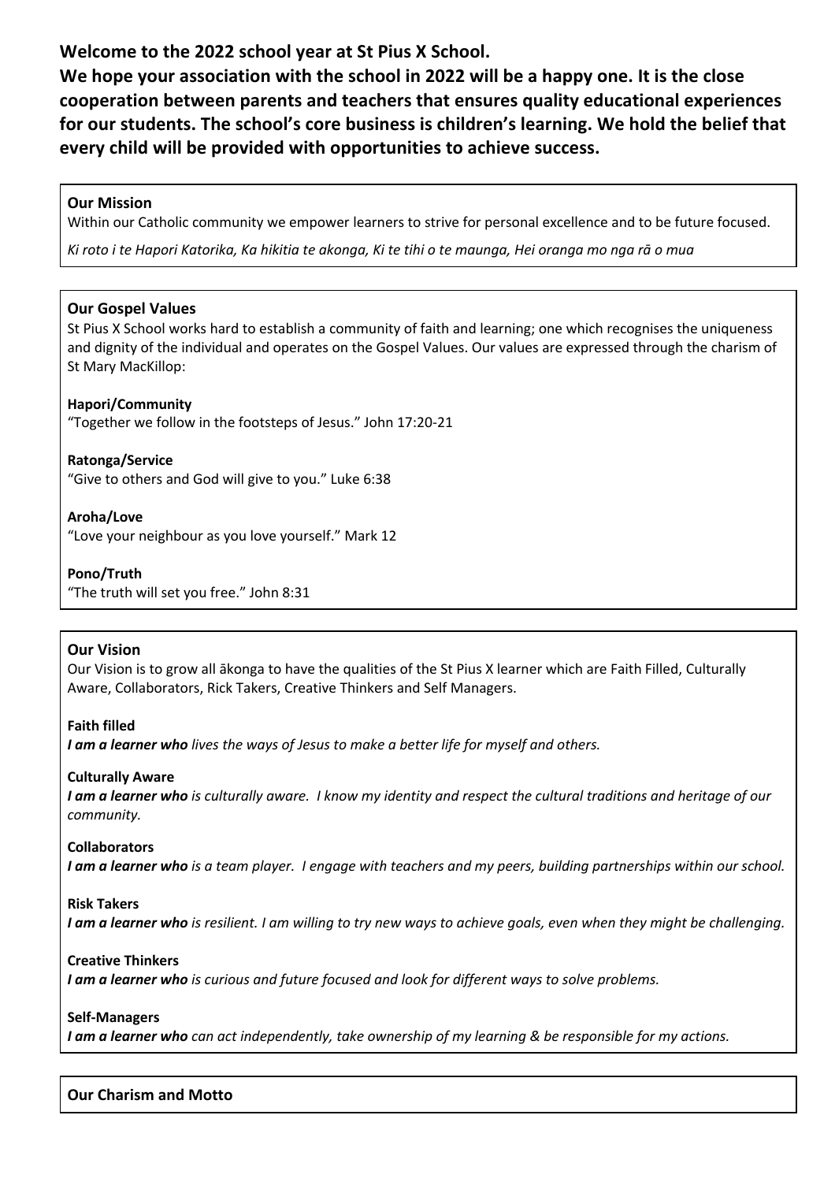**Welcome to the 2022 school year at St Pius X School.**
**We hope your association with the school in 2022 will be a happy one. It is the close cooperation between parents and teachers that ensures quality educational experiences for our students. The school's core business is children's learning. We hold the belief that every child will be provided with opportunities to achieve success.**

## Our Mission

Within our Catholic community we empower learners to strive for personal excellence and to be future focused.

*Ki roto i te Hapori Katorika, Ka hikitia te akonga, Ki te tihi o te maunga, Hei oranga mo nga rā o mua*

## Our Gospel Values

St Pius X School works hard to establish a community of faith and learning; one which recognises the uniqueness and dignity of the individual and operates on the Gospel Values. Our values are expressed through the charism of St Mary MacKillop:

**Hapori/Community**
"Together we follow in the footsteps of Jesus." John 17:20-21

**Ratonga/Service**
"Give to others and God will give to you." Luke 6:38

**Aroha/Love**
"Love your neighbour as you love yourself." Mark 12

**Pono/Truth**
"The truth will set you free." John 8:31

## Our Vision

Our Vision is to grow all ākonga to have the qualities of the St Pius X learner which are Faith Filled, Culturally Aware, Collaborators, Rick Takers, Creative Thinkers and Self Managers.

**Faith filled**
***I am a learner who*** *lives the ways of Jesus to make a better life for myself and others.*

**Culturally Aware**
***I am a learner who*** *is culturally aware. I know my identity and respect the cultural traditions and heritage of our community.*

**Collaborators**
***I am a learner who*** *is a team player. I engage with teachers and my peers, building partnerships within our school.*

**Risk Takers**
***I am a learner who*** *is resilient. I am willing to try new ways to achieve goals, even when they might be challenging.*

**Creative Thinkers**
***I am a learner who*** *is curious and future focused and look for different ways to solve problems.*

**Self-Managers**
***I am a learner who*** *can act independently, take ownership of my learning & be responsible for my actions.*

## Our Charism and Motto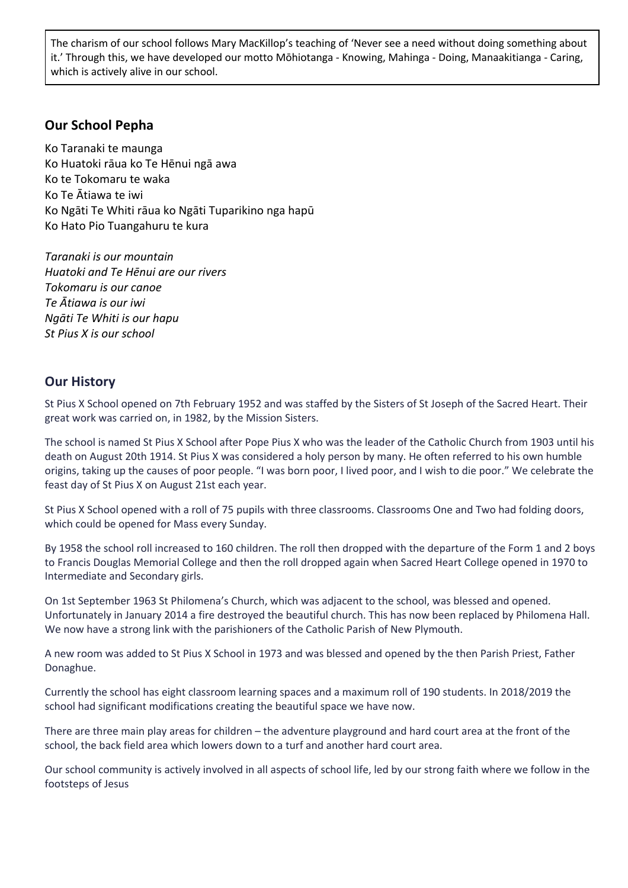The charism of our school follows Mary MacKillop's teaching of 'Never see a need without doing something about it.' Through this, we have developed our motto Mōhiotanga - Knowing, Mahinga - Doing, Manaakitianga - Caring, which is actively alive in our school.

## Our School Pepha

Ko Taranaki te maunga
Ko Huatoki rāua ko Te Hēnui ngā awa
Ko te Tokomaru te waka
Ko Te Ātiawa te iwi
Ko Ngāti Te Whiti rāua ko Ngāti Tuparikino nga hapū
Ko Hato Pio Tuangahuru te kura

*Taranaki is our mountain*
*Huatoki and Te Hēnui are our rivers*
*Tokomaru is our canoe*
*Te Ātiawa is our iwi*
*Ngāti Te Whiti is our hapu*
*St Pius X is our school*

## Our History

St Pius X School opened on 7th February 1952 and was staffed by the Sisters of St Joseph of the Sacred Heart. Their great work was carried on, in 1982, by the Mission Sisters.

The school is named St Pius X School after Pope Pius X who was the leader of the Catholic Church from 1903 until his death on August 20th 1914. St Pius X was considered a holy person by many. He often referred to his own humble origins, taking up the causes of poor people. "I was born poor, I lived poor, and I wish to die poor." We celebrate the feast day of St Pius X on August 21st each year.

St Pius X School opened with a roll of 75 pupils with three classrooms. Classrooms One and Two had folding doors, which could be opened for Mass every Sunday.

By 1958 the school roll increased to 160 children. The roll then dropped with the departure of the Form 1 and 2 boys to Francis Douglas Memorial College and then the roll dropped again when Sacred Heart College opened in 1970 to Intermediate and Secondary girls.

On 1st September 1963 St Philomena's Church, which was adjacent to the school, was blessed and opened. Unfortunately in January 2014 a fire destroyed the beautiful church. This has now been replaced by Philomena Hall. We now have a strong link with the parishioners of the Catholic Parish of New Plymouth.

A new room was added to St Pius X School in 1973 and was blessed and opened by the then Parish Priest, Father Donaghue.

Currently the school has eight classroom learning spaces and a maximum roll of 190 students. In 2018/2019 the school had significant modifications creating the beautiful space we have now.

There are three main play areas for children – the adventure playground and hard court area at the front of the school, the back field area which lowers down to a turf and another hard court area.

Our school community is actively involved in all aspects of school life, led by our strong faith where we follow in the footsteps of Jesus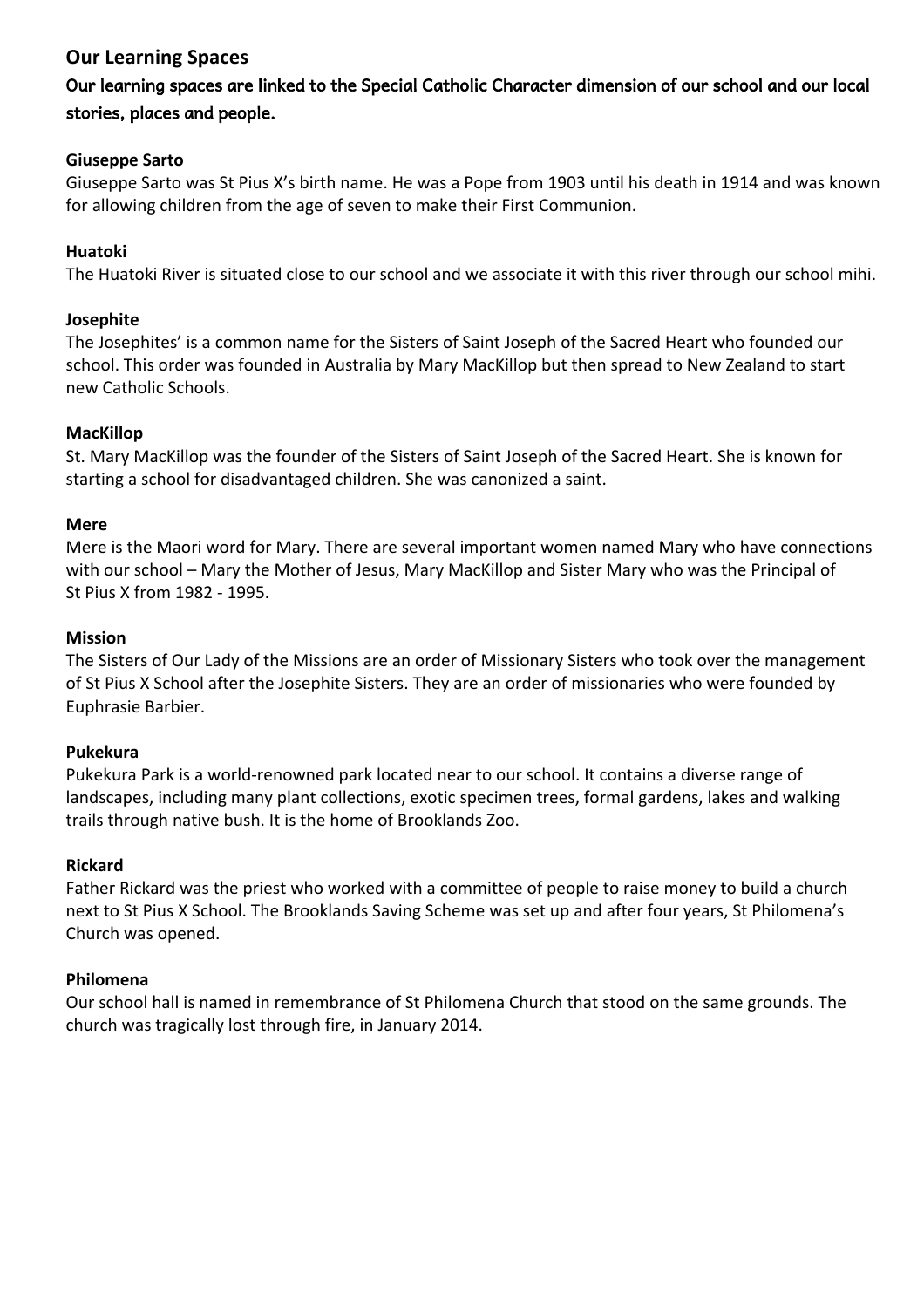## Our Learning Spaces

**Our learning spaces are linked to the Special Catholic Character dimension of our school and our local stories, places and people.**

**Giuseppe Sarto**

Giuseppe Sarto was St Pius X's birth name. He was a Pope from 1903 until his death in 1914 and was known for allowing children from the age of seven to make their First Communion.

**Huatoki**

The Huatoki River is situated close to our school and we associate it with this river through our school mihi.

**Josephite**

The Josephites' is a common name for the Sisters of Saint Joseph of the Sacred Heart who founded our school. This order was founded in Australia by Mary MacKillop but then spread to New Zealand to start new Catholic Schools.

**MacKillop**

St. Mary MacKillop was the founder of the Sisters of Saint Joseph of the Sacred Heart. She is known for starting a school for disadvantaged children. She was canonized a saint.

**Mere**

Mere is the Maori word for Mary. There are several important women named Mary who have connections with our school – Mary the Mother of Jesus, Mary MacKillop and Sister Mary who was the Principal of St Pius X from 1982 - 1995.

**Mission**

The Sisters of Our Lady of the Missions are an order of Missionary Sisters who took over the management of St Pius X School after the Josephite Sisters. They are an order of missionaries who were founded by Euphrasie Barbier.

**Pukekura**

Pukekura Park is a world-renowned park located near to our school. It contains a diverse range of landscapes, including many plant collections, exotic specimen trees, formal gardens, lakes and walking trails through native bush. It is the home of Brooklands Zoo.

**Rickard**

Father Rickard was the priest who worked with a committee of people to raise money to build a church next to St Pius X School. The Brooklands Saving Scheme was set up and after four years, St Philomena's Church was opened.

**Philomena**

Our school hall is named in remembrance of St Philomena Church that stood on the same grounds. The church was tragically lost through fire, in January 2014.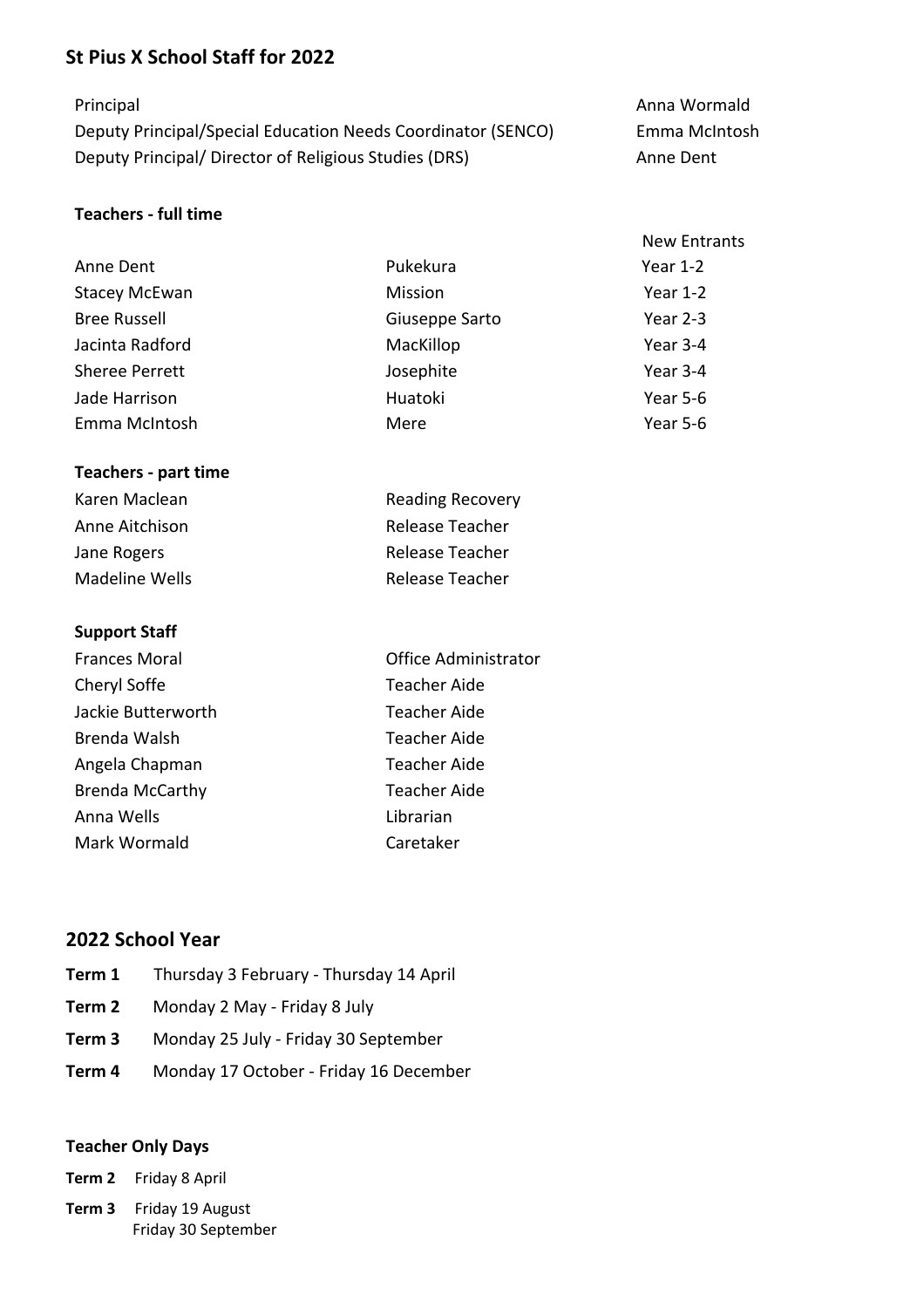## St Pius X School Staff for 2022

| | |
|---|---|
| Principal | Anna Wormald |
| Deputy Principal/Special Education Needs Coordinator (SENCO) | Emma McIntosh |
| Deputy Principal/ Director of Religious Studies (DRS) | Anne Dent |

### Teachers - full time

| | | |
|---|---|---|
| | | New Entrants |
| Anne Dent | Pukekura | Year 1-2 |
| Stacey McEwan | Mission | Year 1-2 |
| Bree Russell | Giuseppe Sarto | Year 2-3 |
| Jacinta Radford | MacKillop | Year 3-4 |
| Sheree Perrett | Josephite | Year 3-4 |
| Jade Harrison | Huatoki | Year 5-6 |
| Emma McIntosh | Mere | Year 5-6 |

### Teachers - part time

| | |
|---|---|
| Karen Maclean | Reading Recovery |
| Anne Aitchison | Release Teacher |
| Jane Rogers | Release Teacher |
| Madeline Wells | Release Teacher |

### Support Staff

| | |
|---|---|
| Frances Moral | Office Administrator |
| Cheryl Soffe | Teacher Aide |
| Jackie Butterworth | Teacher Aide |
| Brenda Walsh | Teacher Aide |
| Angela Chapman | Teacher Aide |
| Brenda McCarthy | Teacher Aide |
| Anna Wells | Librarian |
| Mark Wormald | Caretaker |

## 2022 School Year

**Term 1** Thursday 3 February - Thursday 14 April

**Term 2** Monday 2 May - Friday 8 July

**Term 3** Monday 25 July - Friday 30 September

**Term 4** Monday 17 October - Friday 16 December

### Teacher Only Days

**Term 2** Friday 8 April

**Term 3** Friday 19 August
Friday 30 September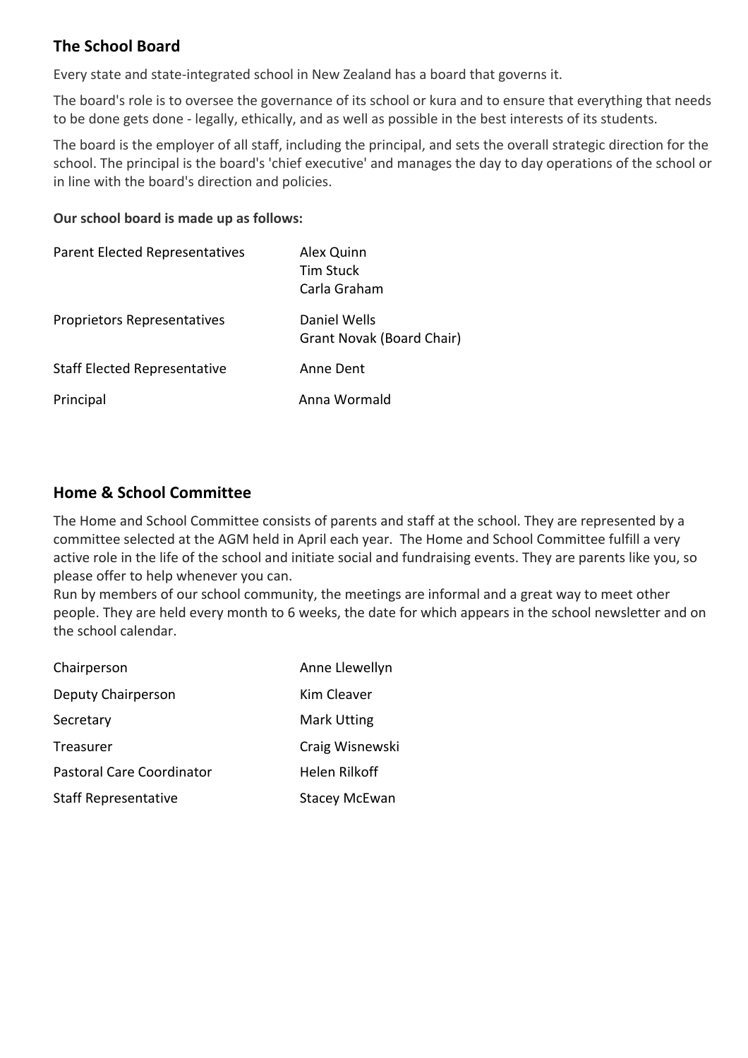## The School Board

Every state and state-integrated school in New Zealand has a board that governs it.

The board's role is to oversee the governance of its school or kura and to ensure that everything that needs to be done gets done - legally, ethically, and as well as possible in the best interests of its students.

The board is the employer of all staff, including the principal, and sets the overall strategic direction for the school. The principal is the board's 'chief executive' and manages the day to day operations of the school or in line with the board's direction and policies.

**Our school board is made up as follows:**

| | |
|---|---|
| Parent Elected Representatives | Alex Quinn<br>Tim Stuck<br>Carla Graham |
| Proprietors Representatives | Daniel Wells<br>Grant Novak (Board Chair) |
| Staff Elected Representative | Anne Dent |
| Principal | Anna Wormald |

## Home & School Committee

The Home and School Committee consists of parents and staff at the school. They are represented by a committee selected at the AGM held in April each year. The Home and School Committee fulfill a very active role in the life of the school and initiate social and fundraising events. They are parents like you, so please offer to help whenever you can.

Run by members of our school community, the meetings are informal and a great way to meet other people. They are held every month to 6 weeks, the date for which appears in the school newsletter and on the school calendar.

| | |
|---|---|
| Chairperson | Anne Llewellyn |
| Deputy Chairperson | Kim Cleaver |
| Secretary | Mark Utting |
| Treasurer | Craig Wisnewski |
| Pastoral Care Coordinator | Helen Rilkoff |
| Staff Representative | Stacey McEwan |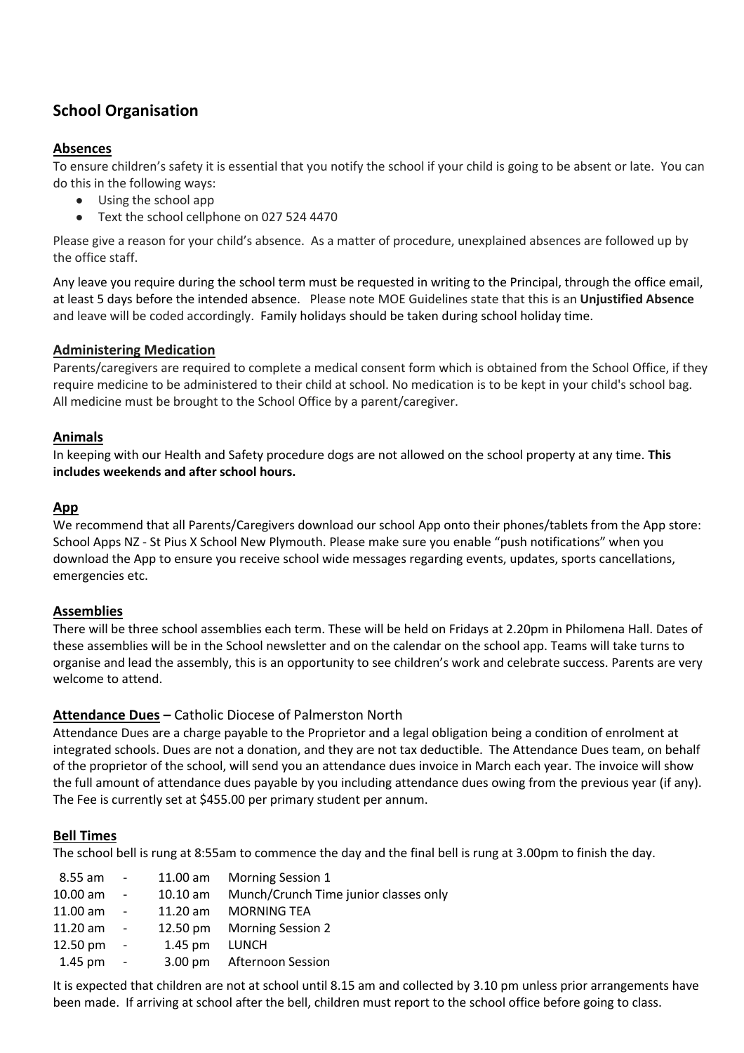## School Organisation

### Absences

To ensure children's safety it is essential that you notify the school if your child is going to be absent or late. You can do this in the following ways:

- Using the school app
- Text the school cellphone on 027 524 4470

Please give a reason for your child's absence. As a matter of procedure, unexplained absences are followed up by the office staff.

Any leave you require during the school term must be requested in writing to the Principal, through the office email, at least 5 days before the intended absence. Please note MOE Guidelines state that this is an **Unjustified Absence** and leave will be coded accordingly. Family holidays should be taken during school holiday time.

### Administering Medication

Parents/caregivers are required to complete a medical consent form which is obtained from the School Office, if they require medicine to be administered to their child at school. No medication is to be kept in your child's school bag. All medicine must be brought to the School Office by a parent/caregiver.

### Animals

In keeping with our Health and Safety procedure dogs are not allowed on the school property at any time. **This includes weekends and after school hours.**

### App

We recommend that all Parents/Caregivers download our school App onto their phones/tablets from the App store: School Apps NZ - St Pius X School New Plymouth. Please make sure you enable "push notifications" when you download the App to ensure you receive school wide messages regarding events, updates, sports cancellations, emergencies etc.

### Assemblies

There will be three school assemblies each term. These will be held on Fridays at 2.20pm in Philomena Hall. Dates of these assemblies will be in the School newsletter and on the calendar on the school app. Teams will take turns to organise and lead the assembly, this is an opportunity to see children's work and celebrate success. Parents are very welcome to attend.

### Attendance Dues – Catholic Diocese of Palmerston North

Attendance Dues are a charge payable to the Proprietor and a legal obligation being a condition of enrolment at integrated schools. Dues are not a donation, and they are not tax deductible. The Attendance Dues team, on behalf of the proprietor of the school, will send you an attendance dues invoice in March each year. The invoice will show the full amount of attendance dues payable by you including attendance dues owing from the previous year (if any). The Fee is currently set at $455.00 per primary student per annum.

### Bell Times

The school bell is rung at 8:55am to commence the day and the final bell is rung at 3.00pm to finish the day.

| | | | |
|---|---|---|---|
| 8.55 am | - | 11.00 am | Morning Session 1 |
| 10.00 am | - | 10.10 am | Munch/Crunch Time junior classes only |
| 11.00 am | - | 11.20 am | MORNING TEA |
| 11.20 am | - | 12.50 pm | Morning Session 2 |
| 12.50 pm | - | 1.45 pm | LUNCH |
| 1.45 pm | - | 3.00 pm | Afternoon Session |

It is expected that children are not at school until 8.15 am and collected by 3.10 pm unless prior arrangements have been made. If arriving at school after the bell, children must report to the school office before going to class.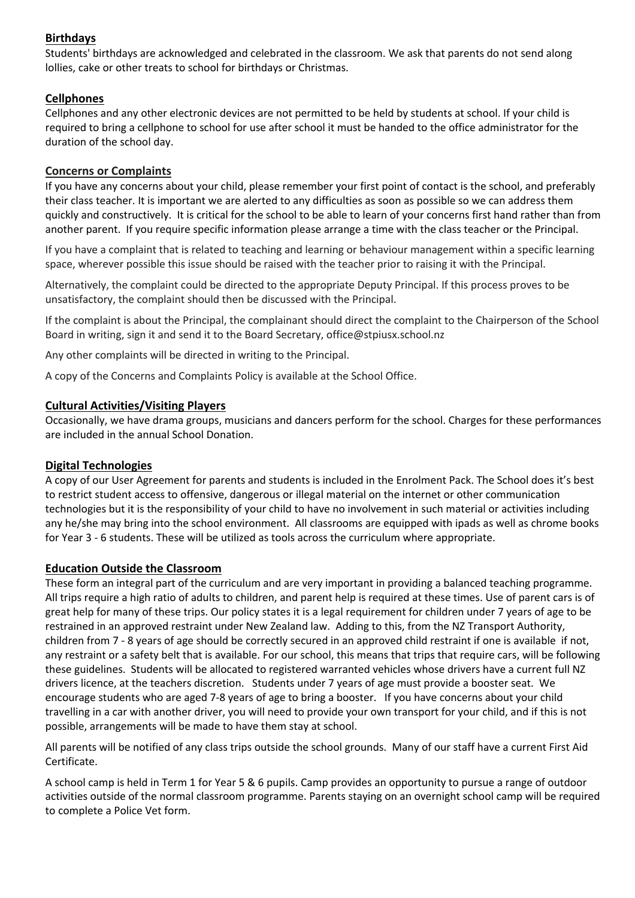## Birthdays

Students' birthdays are acknowledged and celebrated in the classroom. We ask that parents do not send along lollies, cake or other treats to school for birthdays or Christmas.

## Cellphones

Cellphones and any other electronic devices are not permitted to be held by students at school. If your child is required to bring a cellphone to school for use after school it must be handed to the office administrator for the duration of the school day.

## Concerns or Complaints

If you have any concerns about your child, please remember your first point of contact is the school, and preferably their class teacher. It is important we are alerted to any difficulties as soon as possible so we can address them quickly and constructively. It is critical for the school to be able to learn of your concerns first hand rather than from another parent. If you require specific information please arrange a time with the class teacher or the Principal.

If you have a complaint that is related to teaching and learning or behaviour management within a specific learning space, wherever possible this issue should be raised with the teacher prior to raising it with the Principal.

Alternatively, the complaint could be directed to the appropriate Deputy Principal. If this process proves to be unsatisfactory, the complaint should then be discussed with the Principal.

If the complaint is about the Principal, the complainant should direct the complaint to the Chairperson of the School Board in writing, sign it and send it to the Board Secretary, office@stpiusx.school.nz

Any other complaints will be directed in writing to the Principal.

A copy of the Concerns and Complaints Policy is available at the School Office.

## Cultural Activities/Visiting Players

Occasionally, we have drama groups, musicians and dancers perform for the school. Charges for these performances are included in the annual School Donation.

## Digital Technologies

A copy of our User Agreement for parents and students is included in the Enrolment Pack. The School does it's best to restrict student access to offensive, dangerous or illegal material on the internet or other communication technologies but it is the responsibility of your child to have no involvement in such material or activities including any he/she may bring into the school environment. All classrooms are equipped with ipads as well as chrome books for Year 3 - 6 students. These will be utilized as tools across the curriculum where appropriate.

## Education Outside the Classroom

These form an integral part of the curriculum and are very important in providing a balanced teaching programme. All trips require a high ratio of adults to children, and parent help is required at these times. Use of parent cars is of great help for many of these trips. Our policy states it is a legal requirement for children under 7 years of age to be restrained in an approved restraint under New Zealand law. Adding to this, from the NZ Transport Authority, children from 7 - 8 years of age should be correctly secured in an approved child restraint if one is available if not, any restraint or a safety belt that is available. For our school, this means that trips that require cars, will be following these guidelines. Students will be allocated to registered warranted vehicles whose drivers have a current full NZ drivers licence, at the teachers discretion. Students under 7 years of age must provide a booster seat. We encourage students who are aged 7-8 years of age to bring a booster. If you have concerns about your child travelling in a car with another driver, you will need to provide your own transport for your child, and if this is not possible, arrangements will be made to have them stay at school.

All parents will be notified of any class trips outside the school grounds. Many of our staff have a current First Aid Certificate.

A school camp is held in Term 1 for Year 5 & 6 pupils. Camp provides an opportunity to pursue a range of outdoor activities outside of the normal classroom programme. Parents staying on an overnight school camp will be required to complete a Police Vet form.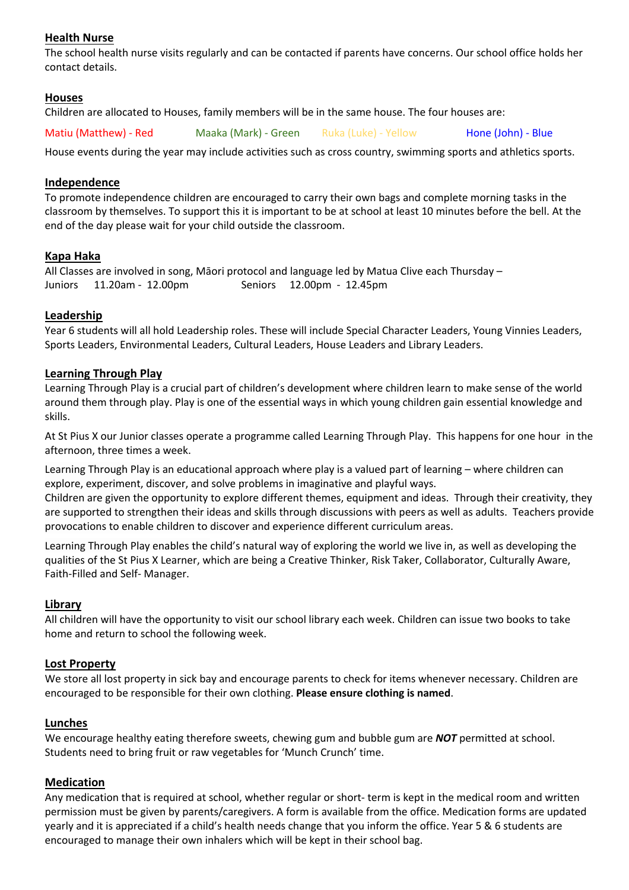## Health Nurse

The school health nurse visits regularly and can be contacted if parents have concerns. Our school office holds her contact details.

## Houses

Children are allocated to Houses, family members will be in the same house. The four houses are:

Matiu (Matthew) - Red    Maaka (Mark) - Green    Ruka (Luke) - Yellow    Hone (John) - Blue

House events during the year may include activities such as cross country, swimming sports and athletics sports.

## Independence

To promote independence children are encouraged to carry their own bags and complete morning tasks in the classroom by themselves. To support this it is important to be at school at least 10 minutes before the bell. At the end of the day please wait for your child outside the classroom.

## Kapa Haka

All Classes are involved in song, Māori protocol and language led by Matua Clive each Thursday –
Juniors 11.20am - 12.00pm    Seniors 12.00pm - 12.45pm

## Leadership

Year 6 students will all hold Leadership roles. These will include Special Character Leaders, Young Vinnies Leaders, Sports Leaders, Environmental Leaders, Cultural Leaders, House Leaders and Library Leaders.

## Learning Through Play

Learning Through Play is a crucial part of children's development where children learn to make sense of the world around them through play. Play is one of the essential ways in which young children gain essential knowledge and skills.

At St Pius X our Junior classes operate a programme called Learning Through Play. This happens for one hour in the afternoon, three times a week.

Learning Through Play is an educational approach where play is a valued part of learning – where children can explore, experiment, discover, and solve problems in imaginative and playful ways.
Children are given the opportunity to explore different themes, equipment and ideas. Through their creativity, they are supported to strengthen their ideas and skills through discussions with peers as well as adults. Teachers provide provocations to enable children to discover and experience different curriculum areas.

Learning Through Play enables the child's natural way of exploring the world we live in, as well as developing the qualities of the St Pius X Learner, which are being a Creative Thinker, Risk Taker, Collaborator, Culturally Aware, Faith-Filled and Self- Manager.

## Library

All children will have the opportunity to visit our school library each week. Children can issue two books to take home and return to school the following week.

## Lost Property

We store all lost property in sick bay and encourage parents to check for items whenever necessary. Children are encouraged to be responsible for their own clothing. **Please ensure clothing is named**.

## Lunches

We encourage healthy eating therefore sweets, chewing gum and bubble gum are ***NOT*** permitted at school. Students need to bring fruit or raw vegetables for 'Munch Crunch' time.

## Medication

Any medication that is required at school, whether regular or short- term is kept in the medical room and written permission must be given by parents/caregivers. A form is available from the office. Medication forms are updated yearly and it is appreciated if a child's health needs change that you inform the office. Year 5 & 6 students are encouraged to manage their own inhalers which will be kept in their school bag.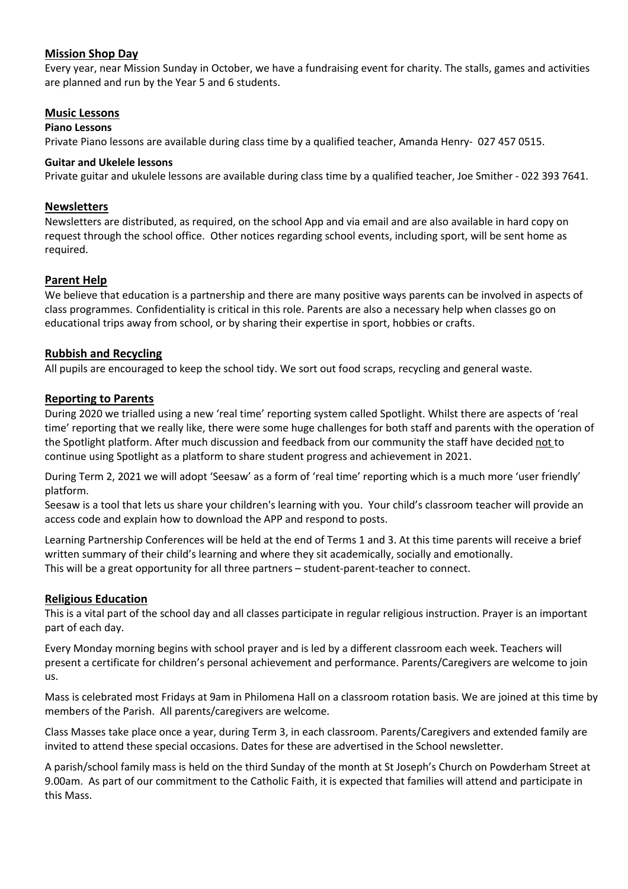## Mission Shop Day

Every year, near Mission Sunday in October, we have a fundraising event for charity. The stalls, games and activities are planned and run by the Year 5 and 6 students.

## Music Lessons

**Piano Lessons**

Private Piano lessons are available during class time by a qualified teacher, Amanda Henry- 027 457 0515.

**Guitar and Ukelele lessons**

Private guitar and ukulele lessons are available during class time by a qualified teacher, Joe Smither - 022 393 7641.

## Newsletters

Newsletters are distributed, as required, on the school App and via email and are also available in hard copy on request through the school office. Other notices regarding school events, including sport, will be sent home as required.

## Parent Help

We believe that education is a partnership and there are many positive ways parents can be involved in aspects of class programmes. Confidentiality is critical in this role. Parents are also a necessary help when classes go on educational trips away from school, or by sharing their expertise in sport, hobbies or crafts.

## Rubbish and Recycling

All pupils are encouraged to keep the school tidy. We sort out food scraps, recycling and general waste.

## Reporting to Parents

During 2020 we trialled using a new 'real time' reporting system called Spotlight. Whilst there are aspects of 'real time' reporting that we really like, there were some huge challenges for both staff and parents with the operation of the Spotlight platform. After much discussion and feedback from our community the staff have decided <u>not</u> to continue using Spotlight as a platform to share student progress and achievement in 2021.

During Term 2, 2021 we will adopt 'Seesaw' as a form of 'real time' reporting which is a much more 'user friendly' platform.

Seesaw is a tool that lets us share your children's learning with you. Your child's classroom teacher will provide an access code and explain how to download the APP and respond to posts.

Learning Partnership Conferences will be held at the end of Terms 1 and 3. At this time parents will receive a brief written summary of their child's learning and where they sit academically, socially and emotionally.
This will be a great opportunity for all three partners – student-parent-teacher to connect.

## Religious Education

This is a vital part of the school day and all classes participate in regular religious instruction. Prayer is an important part of each day.

Every Monday morning begins with school prayer and is led by a different classroom each week. Teachers will present a certificate for children's personal achievement and performance. Parents/Caregivers are welcome to join us.

Mass is celebrated most Fridays at 9am in Philomena Hall on a classroom rotation basis. We are joined at this time by members of the Parish. All parents/caregivers are welcome.

Class Masses take place once a year, during Term 3, in each classroom. Parents/Caregivers and extended family are invited to attend these special occasions. Dates for these are advertised in the School newsletter.

A parish/school family mass is held on the third Sunday of the month at St Joseph's Church on Powderham Street at 9.00am. As part of our commitment to the Catholic Faith, it is expected that families will attend and participate in this Mass.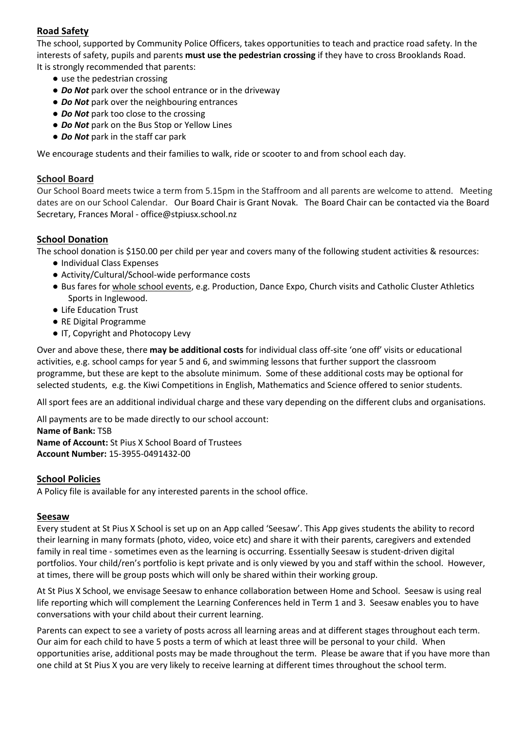## Road Safety

The school, supported by Community Police Officers, takes opportunities to teach and practice road safety. In the interests of safety, pupils and parents **must use the pedestrian crossing** if they have to cross Brooklands Road.
It is strongly recommended that parents:

- use the pedestrian crossing
- ***Do Not*** park over the school entrance or in the driveway
- ***Do Not*** park over the neighbouring entrances
- ***Do Not*** park too close to the crossing
- ***Do Not*** park on the Bus Stop or Yellow Lines
- ***Do Not*** park in the staff car park

We encourage students and their families to walk, ride or scooter to and from school each day.

## School Board

Our School Board meets twice a term from 5.15pm in the Staffroom and all parents are welcome to attend. Meeting dates are on our School Calendar. Our Board Chair is Grant Novak. The Board Chair can be contacted via the Board Secretary, Frances Moral - office@stpiusx.school.nz

## School Donation

The school donation is $150.00 per child per year and covers many of the following student activities & resources:

- Individual Class Expenses
- Activity/Cultural/School-wide performance costs
- Bus fares for whole school events, e.g. Production, Dance Expo, Church visits and Catholic Cluster Athletics Sports in Inglewood.
- Life Education Trust
- RE Digital Programme
- IT, Copyright and Photocopy Levy

Over and above these, there **may be additional costs** for individual class off-site 'one off' visits or educational activities, e.g. school camps for year 5 and 6, and swimming lessons that further support the classroom programme, but these are kept to the absolute minimum. Some of these additional costs may be optional for selected students, e.g. the Kiwi Competitions in English, Mathematics and Science offered to senior students.

All sport fees are an additional individual charge and these vary depending on the different clubs and organisations.

All payments are to be made directly to our school account:
**Name of Bank:** TSB
**Name of Account:** St Pius X School Board of Trustees
**Account Number:** 15-3955-0491432-00

## School Policies

A Policy file is available for any interested parents in the school office.

## Seesaw

Every student at St Pius X School is set up on an App called 'Seesaw'. This App gives students the ability to record their learning in many formats (photo, video, voice etc) and share it with their parents, caregivers and extended family in real time - sometimes even as the learning is occurring. Essentially Seesaw is student-driven digital portfolios. Your child/ren's portfolio is kept private and is only viewed by you and staff within the school. However, at times, there will be group posts which will only be shared within their working group.

At St Pius X School, we envisage Seesaw to enhance collaboration between Home and School. Seesaw is using real life reporting which will complement the Learning Conferences held in Term 1 and 3. Seesaw enables you to have conversations with your child about their current learning.

Parents can expect to see a variety of posts across all learning areas and at different stages throughout each term. Our aim for each child to have 5 posts a term of which at least three will be personal to your child. When opportunities arise, additional posts may be made throughout the term. Please be aware that if you have more than one child at St Pius X you are very likely to receive learning at different times throughout the school term.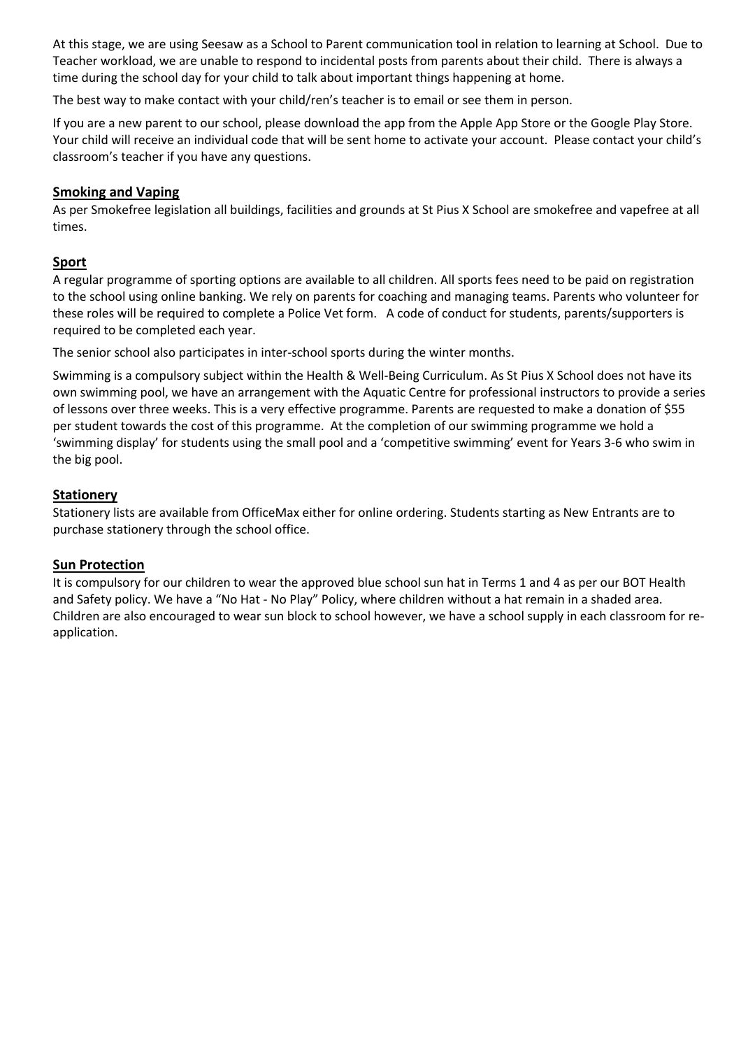At this stage, we are using Seesaw as a School to Parent communication tool in relation to learning at School. Due to Teacher workload, we are unable to respond to incidental posts from parents about their child. There is always a time during the school day for your child to talk about important things happening at home.

The best way to make contact with your child/ren's teacher is to email or see them in person.

If you are a new parent to our school, please download the app from the Apple App Store or the Google Play Store. Your child will receive an individual code that will be sent home to activate your account. Please contact your child's classroom's teacher if you have any questions.

## **Smoking and Vaping**

As per Smokefree legislation all buildings, facilities and grounds at St Pius X School are smokefree and vapefree at all times.

## **Sport**

A regular programme of sporting options are available to all children. All sports fees need to be paid on registration to the school using online banking. We rely on parents for coaching and managing teams. Parents who volunteer for these roles will be required to complete a Police Vet form. A code of conduct for students, parents/supporters is required to be completed each year.

The senior school also participates in inter-school sports during the winter months.

Swimming is a compulsory subject within the Health & Well-Being Curriculum. As St Pius X School does not have its own swimming pool, we have an arrangement with the Aquatic Centre for professional instructors to provide a series of lessons over three weeks. This is a very effective programme. Parents are requested to make a donation of $55 per student towards the cost of this programme. At the completion of our swimming programme we hold a 'swimming display' for students using the small pool and a 'competitive swimming' event for Years 3-6 who swim in the big pool.

## **Stationery**

Stationery lists are available from OfficeMax either for online ordering. Students starting as New Entrants are to purchase stationery through the school office.

## **Sun Protection**

It is compulsory for our children to wear the approved blue school sun hat in Terms 1 and 4 as per our BOT Health and Safety policy. We have a "No Hat - No Play" Policy, where children without a hat remain in a shaded area. Children are also encouraged to wear sun block to school however, we have a school supply in each classroom for re-application.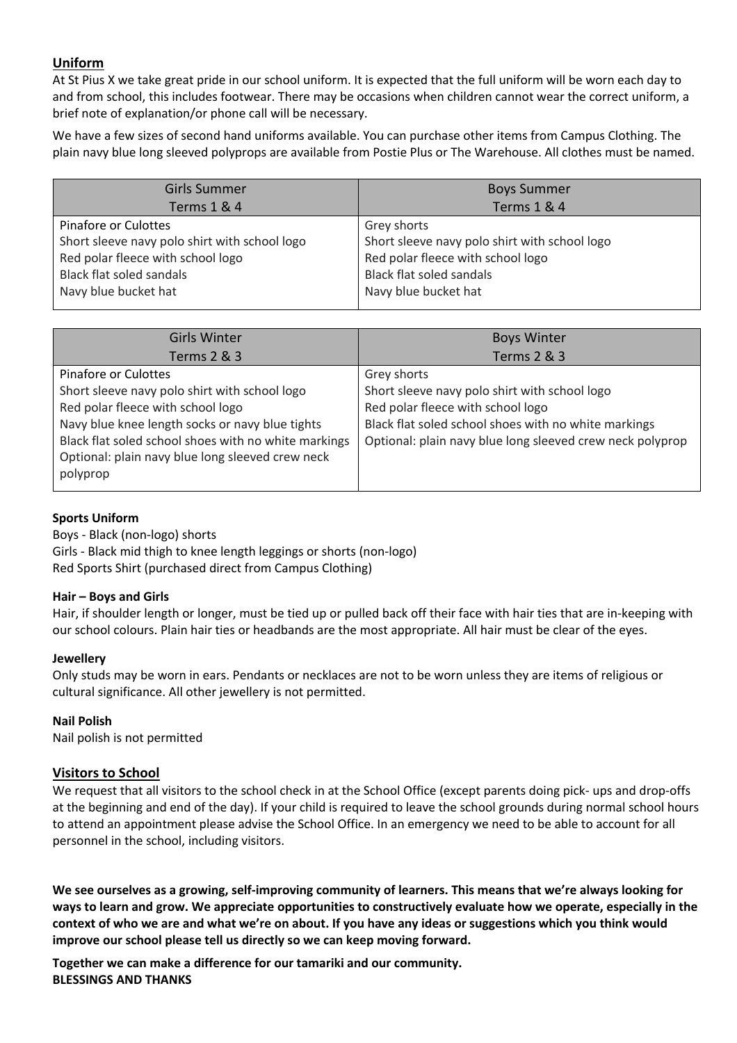## Uniform

At St Pius X we take great pride in our school uniform. It is expected that the full uniform will be worn each day to and from school, this includes footwear. There may be occasions when children cannot wear the correct uniform, a brief note of explanation/or phone call will be necessary.

We have a few sizes of second hand uniforms available. You can purchase other items from Campus Clothing. The plain navy blue long sleeved polyprops are available from Postie Plus or The Warehouse. All clothes must be named.

| Girls Summer<br>Terms 1 & 4 | Boys Summer<br>Terms 1 & 4 |
|---|---|
| Pinafore or Culottes<br>Short sleeve navy polo shirt with school logo<br>Red polar fleece with school logo<br>Black flat soled sandals<br>Navy blue bucket hat | Grey shorts<br>Short sleeve navy polo shirt with school logo<br>Red polar fleece with school logo<br>Black flat soled sandals<br>Navy blue bucket hat |

| Girls Winter<br>Terms 2 & 3 | Boys Winter<br>Terms 2 & 3 |
|---|---|
| Pinafore or Culottes<br>Short sleeve navy polo shirt with school logo<br>Red polar fleece with school logo<br>Navy blue knee length socks or navy blue tights<br>Black flat soled school shoes with no white markings<br>Optional: plain navy blue long sleeved crew neck polyprop | Grey shorts<br>Short sleeve navy polo shirt with school logo<br>Red polar fleece with school logo<br>Black flat soled school shoes with no white markings<br>Optional: plain navy blue long sleeved crew neck polyprop |

**Sports Uniform**

Boys - Black (non-logo) shorts
Girls - Black mid thigh to knee length leggings or shorts (non-logo)
Red Sports Shirt (purchased direct from Campus Clothing)

**Hair – Boys and Girls**

Hair, if shoulder length or longer, must be tied up or pulled back off their face with hair ties that are in-keeping with our school colours. Plain hair ties or headbands are the most appropriate. All hair must be clear of the eyes.

**Jewellery**

Only studs may be worn in ears. Pendants or necklaces are not to be worn unless they are items of religious or cultural significance. All other jewellery is not permitted.

**Nail Polish**

Nail polish is not permitted

## Visitors to School

We request that all visitors to the school check in at the School Office (except parents doing pick- ups and drop-offs at the beginning and end of the day). If your child is required to leave the school grounds during normal school hours to attend an appointment please advise the School Office. In an emergency we need to be able to account for all personnel in the school, including visitors.

**We see ourselves as a growing, self-improving community of learners. This means that we're always looking for ways to learn and grow. We appreciate opportunities to constructively evaluate how we operate, especially in the context of who we are and what we're on about. If you have any ideas or suggestions which you think would improve our school please tell us directly so we can keep moving forward.**

**Together we can make a difference for our tamariki and our community.**
**BLESSINGS AND THANKS**